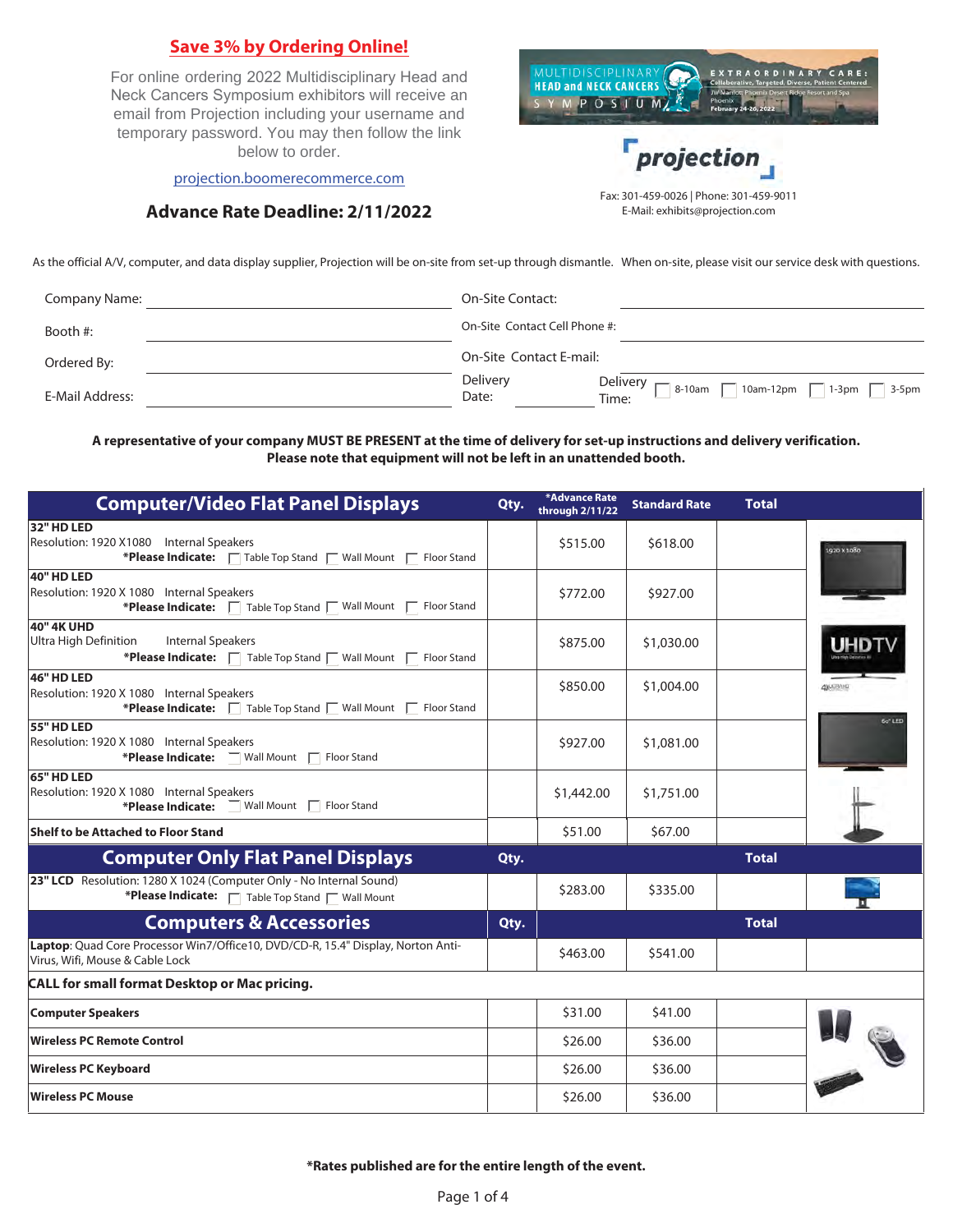## Save 3% by Ordering Online!

For online ordering 2022 Multidisciplinary Head and Neck Cancers Symposium exhibitors will receive an email from Projection including your username and temporary password. You may then follow the link below to order.

projection.boomerecommerce.com

### Advance Rate Deadline: 2/11/2022

MULTIDISCIPLINARY HEAD and NECK CANCERS SYMPOSIUM
EXTRAORDINARY CARE: Collaborative, Targeted, Diverse, Patient Centered
JW Marriott Phoenix Desert Ridge Resort and Spa
Phoenix
February 24-26, 2022

projection

Fax: 301-459-0026 | Phone: 301-459-9011
E-Mail: exhibits@projection.com

As the official A/V, computer, and data display supplier, Projection will be on-site from set-up through dismantle. When on-site, please visit our service desk with questions.

| | | | |
|---|---|---|---|
| Company Name: | | On-Site Contact: | |
| Booth #: | | On-Site Contact Cell Phone #: | |
| Ordered By: | | On-Site Contact E-mail: | |
| E-Mail Address: | | Delivery Date: | Delivery Time: ☐ 8-10am ☐ 10am-12pm ☐ 1-3pm ☐ 3-5pm |

**A representative of your company MUST BE PRESENT at the time of delivery for set-up instructions and delivery verification. Please note that equipment will not be left in an unattended booth.**

| Computer/Video Flat Panel Displays | Qty. | *Advance Rate through 2/11/22 | Standard Rate | Total |
|---|---|---|---|---|
| **32" HD LED** Resolution: 1920 X1080 Internal Speakers **\*Please Indicate:** ☐ Table Top Stand ☐ Wall Mount ☐ Floor Stand | | $515.00 | $618.00 | |
| **40" HD LED** Resolution: 1920 X 1080 Internal Speakers **\*Please Indicate:** ☐ Table Top Stand ☐ Wall Mount ☐ Floor Stand | | $772.00 | $927.00 | |
| **40" 4K UHD** Ultra High Definition Internal Speakers **\*Please Indicate:** ☐ Table Top Stand ☐ Wall Mount ☐ Floor Stand | | $875.00 | $1,030.00 | |
| **46" HD LED** Resolution: 1920 X 1080 Internal Speakers **\*Please Indicate:** ☐ Table Top Stand ☐ Wall Mount ☐ Floor Stand | | $850.00 | $1,004.00 | |
| **55" HD LED** Resolution: 1920 X 1080 Internal Speakers **\*Please Indicate:** ☐ Wall Mount ☐ Floor Stand | | $927.00 | $1,081.00 | |
| **65" HD LED** Resolution: 1920 X 1080 Internal Speakers **\*Please Indicate:** ☐ Wall Mount ☐ Floor Stand | | $1,442.00 | $1,751.00 | |
| **Shelf to be Attached to Floor Stand** | | $51.00 | $67.00 | |
| **Computer Only Flat Panel Displays** | **Qty.** | | | **Total** |
| **23" LCD** Resolution: 1280 X 1024 (Computer Only - No Internal Sound) **\*Please Indicate:** ☐ Table Top Stand ☐ Wall Mount | | $283.00 | $335.00 | |
| **Computers & Accessories** | **Qty.** | | | **Total** |
| **Laptop**: Quad Core Processor Win7/Office10, DVD/CD-R, 15.4" Display, Norton Anti-Virus, Wifi, Mouse & Cable Lock | | $463.00 | $541.00 | |
| **CALL for small format Desktop or Mac pricing.** | | | | |
| **Computer Speakers** | | $31.00 | $41.00 | |
| **Wireless PC Remote Control** | | $26.00 | $36.00 | |
| **Wireless PC Keyboard** | | $26.00 | $36.00 | |
| **Wireless PC Mouse** | | $26.00 | $36.00 | |

**\*Rates published are for the entire length of the event.**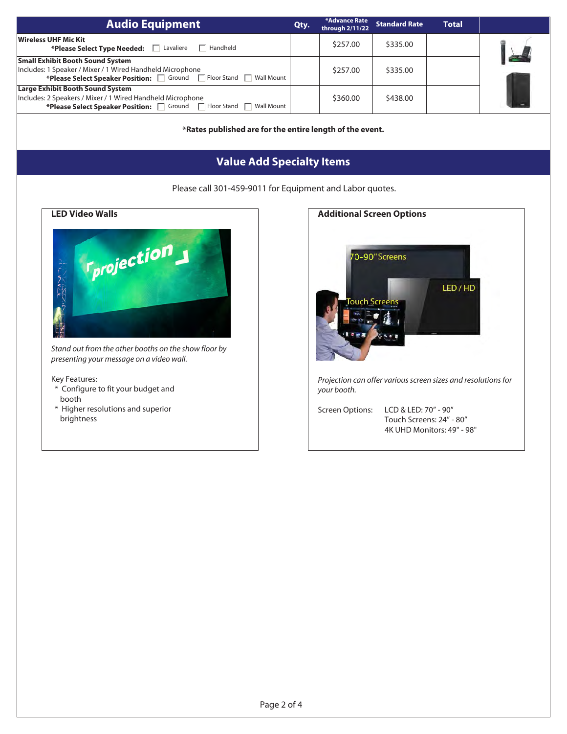| Audio Equipment | Qty. | *Advance Rate through 2/11/22 | Standard Rate | Total |
|---|---|---|---|---|
| **Wireless UHF Mic Kit**<br>**\*Please Select Type Needed:** ☐ Lavaliere ☐ Handheld | | $257.00 | $335.00 | |
| **Small Exhibit Booth Sound System**<br>Includes: 1 Speaker / Mixer / 1 Wired Handheld Microphone<br>**\*Please Select Speaker Position:** ☐ Ground ☐ Floor Stand ☐ Wall Mount | | $257.00 | $335.00 | |
| **Large Exhibit Booth Sound System**<br>Includes: 2 Speakers / Mixer / 1 Wired Handheld Microphone<br>**\*Please Select Speaker Position:** ☐ Ground ☐ Floor Stand ☐ Wall Mount | | $360.00 | $438.00 | |

**\*Rates published are for the entire length of the event.**

## Value Add Specialty Items

Please call 301-459-9011 for Equipment and Labor quotes.

### LED Video Walls

*Stand out from the other booths on the show floor by presenting your message on a video wall.*

Key Features:
- Configure to fit your budget and booth
- Higher resolutions and superior brightness

### Additional Screen Options

*Projection can offer various screen sizes and resolutions for your booth.*

Screen Options:
- LCD & LED: 70" - 90"
- Touch Screens: 24" - 80"
- 4K UHD Monitors: 49" - 98"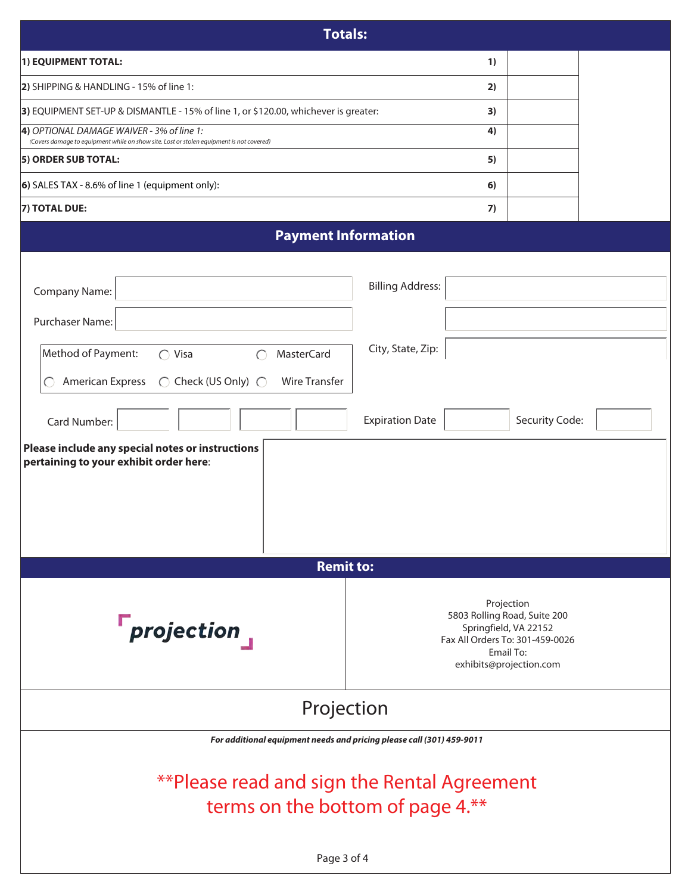## Totals:

| | | |
|---|---|---|
| **1) EQUIPMENT TOTAL:** | **1)** | |
| **2)** SHIPPING & HANDLING - 15% of line 1: | **2)** | |
| **3)** EQUIPMENT SET-UP & DISMANTLE - 15% of line 1, or $120.00, whichever is greater: | **3)** | |
| **4)** *OPTIONAL DAMAGE WAIVER - 3% of line 1:* *(Covers damage to equipment while on show site. Lost or stolen equipment is not covered)* | **4)** | |
| **5) ORDER SUB TOTAL:** | **5)** | |
| **6)** SALES TAX - 8.6% of line 1 (equipment only): | **6)** | |
| **7) TOTAL DUE:** | **7)** | |

## Payment Information

Company Name: ______________________

Purchaser Name: ______________________

Billing Address: ______________________

City, State, Zip: ______________________

Method of Payment:
- ◯ Visa
- ◯ MasterCard
- ◯ American Express
- ◯ Check (US Only)
- ◯ Wire Transfer

Card Number: ______ ______ ______ ______

Expiration Date: ______

Security Code: ______

**Please include any special notes or instructions pertaining to your exhibit order here**:

## Remit to:

projection

Projection
5803 Rolling Road, Suite 200
Springfield, VA 22152
Fax All Orders To: 301-459-0026
Email To:
exhibits@projection.com

Projection

***For additional equipment needs and pricing please call (301) 459-9011***

**Please read and sign the Rental Agreement terms on the bottom of page 4.**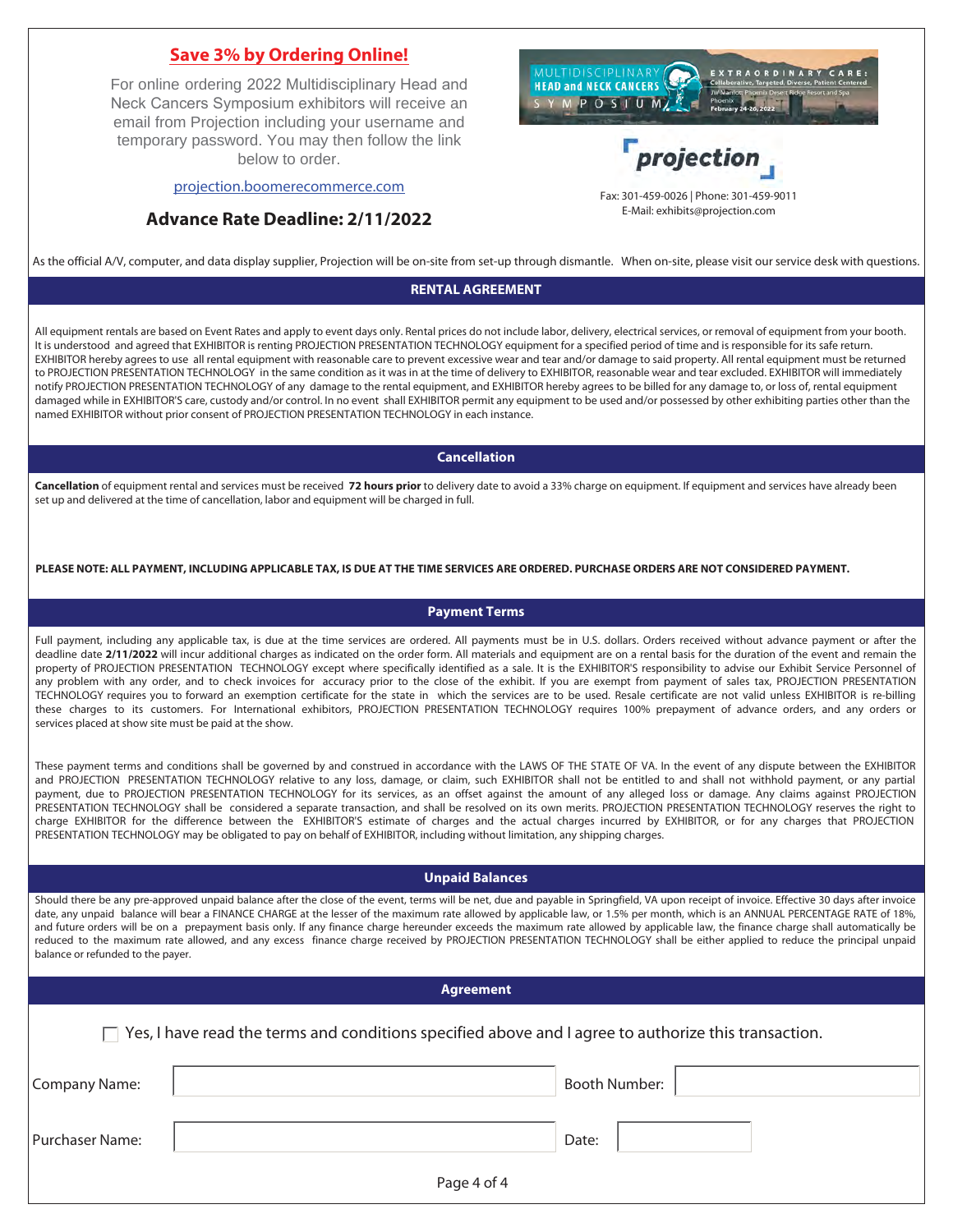## Save 3% by Ordering Online!

For online ordering 2022 Multidisciplinary Head and Neck Cancers Symposium exhibitors will receive an email from Projection including your username and temporary password. You may then follow the link below to order.

projection.boomerecommerce.com

**Advance Rate Deadline: 2/11/2022**

MULTIDISCIPLINARY HEAD and NECK CANCERS SYMPOSIUM
EXTRAORDINARY CARE: Collaborative, Targeted, Diverse, Patient Centered
JW Marriott Phoenix Desert Ridge Resort and Spa
Phoenix
February 24-26, 2022

projection

Fax: 301-459-0026 | Phone: 301-459-9011
E-Mail: exhibits@projection.com

As the official A/V, computer, and data display supplier, Projection will be on-site from set-up through dismantle. When on-site, please visit our service desk with questions.

## RENTAL AGREEMENT

All equipment rentals are based on Event Rates and apply to event days only. Rental prices do not include labor, delivery, electrical services, or removal of equipment from your booth. It is understood and agreed that EXHIBITOR is renting PROJECTION PRESENTATION TECHNOLOGY equipment for a specified period of time and is responsible for its safe return. EXHIBITOR hereby agrees to use all rental equipment with reasonable care to prevent excessive wear and tear and/or damage to said property. All rental equipment must be returned to PROJECTION PRESENTATION TECHNOLOGY in the same condition as it was in at the time of delivery to EXHIBITOR, reasonable wear and tear excluded. EXHIBITOR will immediately notify PROJECTION PRESENTATION TECHNOLOGY of any damage to the rental equipment, and EXHIBITOR hereby agrees to be billed for any damage to, or loss of, rental equipment damaged while in EXHIBITOR'S care, custody and/or control. In no event shall EXHIBITOR permit any equipment to be used and/or possessed by other exhibiting parties other than the named EXHIBITOR without prior consent of PROJECTION PRESENTATION TECHNOLOGY in each instance.

## Cancellation

**Cancellation** of equipment rental and services must be received **72 hours prior** to delivery date to avoid a 33% charge on equipment. If equipment and services have already been set up and delivered at the time of cancellation, labor and equipment will be charged in full.

**PLEASE NOTE: ALL PAYMENT, INCLUDING APPLICABLE TAX, IS DUE AT THE TIME SERVICES ARE ORDERED. PURCHASE ORDERS ARE NOT CONSIDERED PAYMENT.**

## Payment Terms

Full payment, including any applicable tax, is due at the time services are ordered. All payments must be in U.S. dollars. Orders received without advance payment or after the deadline date **2/11/2022** will incur additional charges as indicated on the order form. All materials and equipment are on a rental basis for the duration of the event and remain the property of PROJECTION PRESENTATION TECHNOLOGY except where specifically identified as a sale. It is the EXHIBITOR'S responsibility to advise our Exhibit Service Personnel of any problem with any order, and to check invoices for accuracy prior to the close of the exhibit. If you are exempt from payment of sales tax, PROJECTION PRESENTATION TECHNOLOGY requires you to forward an exemption certificate for the state in which the services are to be used. Resale certificate are not valid unless EXHIBITOR is re-billing these charges to its customers. For International exhibitors, PROJECTION PRESENTATION TECHNOLOGY requires 100% prepayment of advance orders, and any orders or services placed at show site must be paid at the show.

These payment terms and conditions shall be governed by and construed in accordance with the LAWS OF THE STATE OF VA. In the event of any dispute between the EXHIBITOR and PROJECTION PRESENTATION TECHNOLOGY relative to any loss, damage, or claim, such EXHIBITOR shall not be entitled to and shall not withhold payment, or any partial payment, due to PROJECTION PRESENTATION TECHNOLOGY for its services, as an offset against the amount of any alleged loss or damage. Any claims against PROJECTION PRESENTATION TECHNOLOGY shall be considered a separate transaction, and shall be resolved on its own merits. PROJECTION PRESENTATION TECHNOLOGY reserves the right to charge EXHIBITOR for the difference between the EXHIBITOR'S estimate of charges and the actual charges incurred by EXHIBITOR, or for any charges that PROJECTION PRESENTATION TECHNOLOGY may be obligated to pay on behalf of EXHIBITOR, including without limitation, any shipping charges.

## Unpaid Balances

Should there be any pre-approved unpaid balance after the close of the event, terms will be net, due and payable in Springfield, VA upon receipt of invoice. Effective 30 days after invoice date, any unpaid balance will bear a FINANCE CHARGE at the lesser of the maximum rate allowed by applicable law, or 1.5% per month, which is an ANNUAL PERCENTAGE RATE of 18%, and future orders will be on a prepayment basis only. If any finance charge hereunder exceeds the maximum rate allowed by applicable law, the finance charge shall automatically be reduced to the maximum rate allowed, and any excess finance charge received by PROJECTION PRESENTATION TECHNOLOGY shall be either applied to reduce the principal unpaid balance or refunded to the payer.

## Agreement

☐ Yes, I have read the terms and conditions specified above and I agree to authorize this transaction.

| | | | |
|---|---|---|---|
| Company Name: | | Booth Number: | |
| Purchaser Name: | | Date: | |